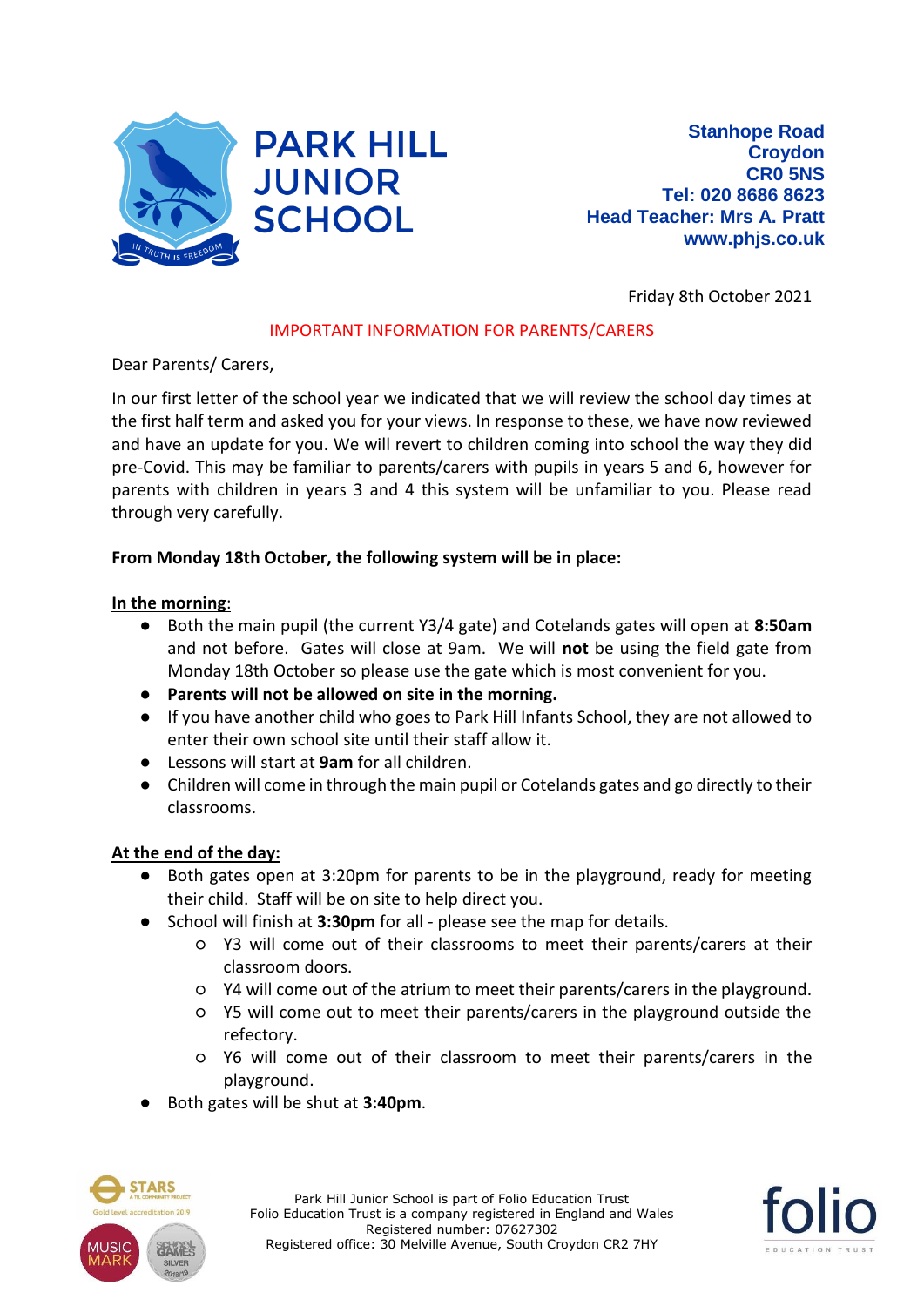# PARK HILL JUNIOR SCHOOL

**Stanhope Road**
**Croydon**
**CR0 5NS**
**Tel: 020 8686 8623**
**Head Teacher: Mrs A. Pratt**
**www.phjs.co.uk**

Friday 8th October 2021

IMPORTANT INFORMATION FOR PARENTS/CARERS

Dear Parents/ Carers,

In our first letter of the school year we indicated that we will review the school day times at the first half term and asked you for your views. In response to these, we have now reviewed and have an update for you. We will revert to children coming into school the way they did pre-Covid. This may be familiar to parents/carers with pupils in years 5 and 6, however for parents with children in years 3 and 4 this system will be unfamiliar to you. Please read through very carefully.

**From Monday 18th October, the following system will be in place:**

**In the morning**:

- Both the main pupil (the current Y3/4 gate) and Cotelands gates will open at **8:50am** and not before. Gates will close at 9am. We will **not** be using the field gate from Monday 18th October so please use the gate which is most convenient for you.
- **Parents will not be allowed on site in the morning.**
- If you have another child who goes to Park Hill Infants School, they are not allowed to enter their own school site until their staff allow it.
- Lessons will start at **9am** for all children.
- Children will come in through the main pupil or Cotelands gates and go directly to their classrooms.

**At the end of the day:**

- Both gates open at 3:20pm for parents to be in the playground, ready for meeting their child. Staff will be on site to help direct you.
- School will finish at **3:30pm** for all - please see the map for details.
  - Y3 will come out of their classrooms to meet their parents/carers at their classroom doors.
  - Y4 will come out of the atrium to meet their parents/carers in the playground.
  - Y5 will come out to meet their parents/carers in the playground outside the refectory.
  - Y6 will come out of their classroom to meet their parents/carers in the playground.
- Both gates will be shut at **3:40pm**.

Park Hill Junior School is part of Folio Education Trust
Folio Education Trust is a company registered in England and Wales
Registered number: 07627302
Registered office: 30 Melville Avenue, South Croydon CR2 7HY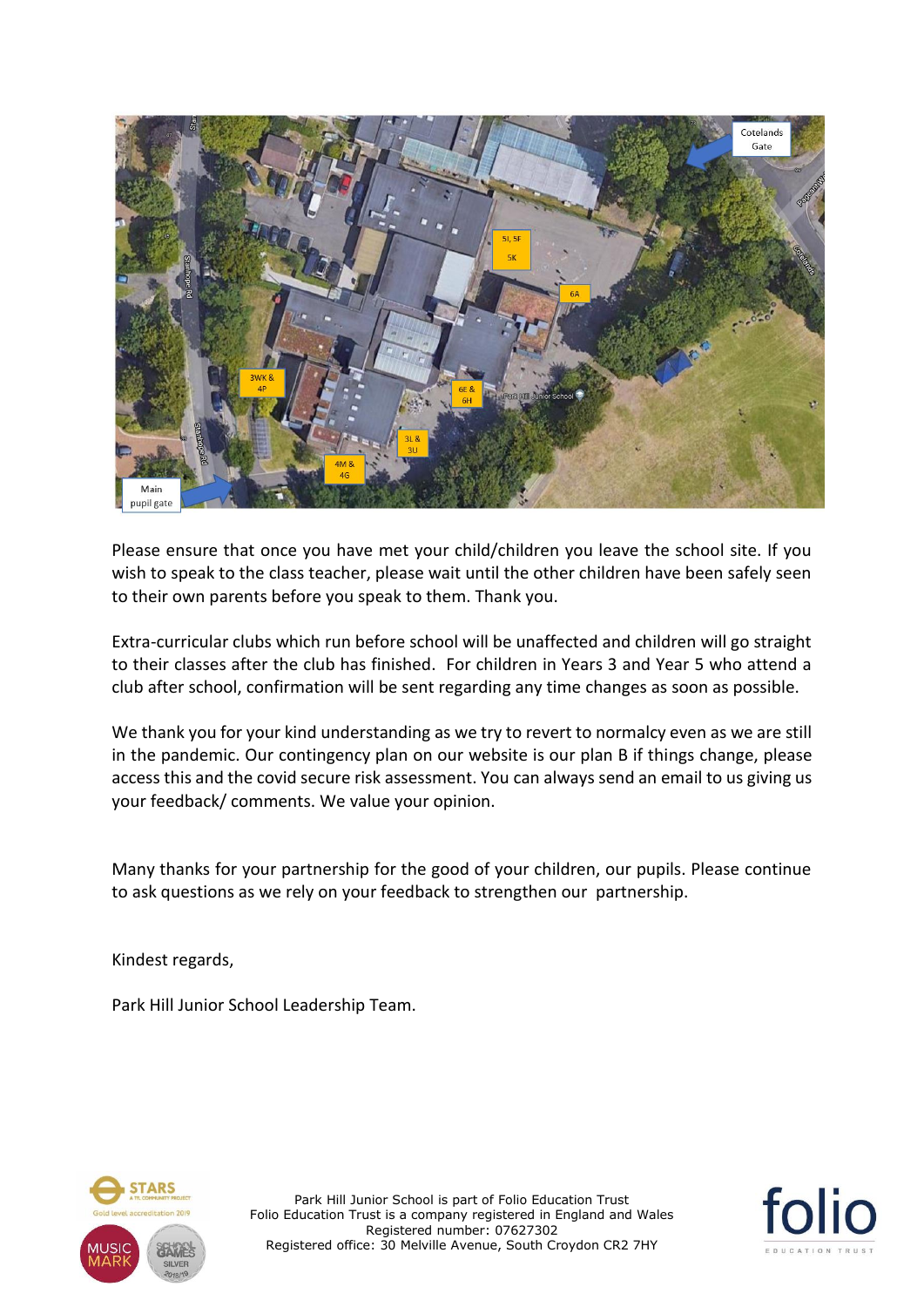Main pupil gate

Cotelands Gate

5I, 5F 5K

6A

3WK & 4P

6E & 6H

3L & 3U

4M & 4G

Please ensure that once you have met your child/children you leave the school site. If you wish to speak to the class teacher, please wait until the other children have been safely seen to their own parents before you speak to them. Thank you.

Extra-curricular clubs which run before school will be unaffected and children will go straight to their classes after the club has finished. For children in Years 3 and Year 5 who attend a club after school, confirmation will be sent regarding any time changes as soon as possible.

We thank you for your kind understanding as we try to revert to normalcy even as we are still in the pandemic. Our contingency plan on our website is our plan B if things change, please access this and the covid secure risk assessment. You can always send an email to us giving us your feedback/ comments. We value your opinion.

Many thanks for your partnership for the good of your children, our pupils. Please continue to ask questions as we rely on your feedback to strengthen our partnership.

Kindest regards,

Park Hill Junior School Leadership Team.

Park Hill Junior School is part of Folio Education Trust
Folio Education Trust is a company registered in England and Wales
Registered number: 07627302
Registered office: 30 Melville Avenue, South Croydon CR2 7HY